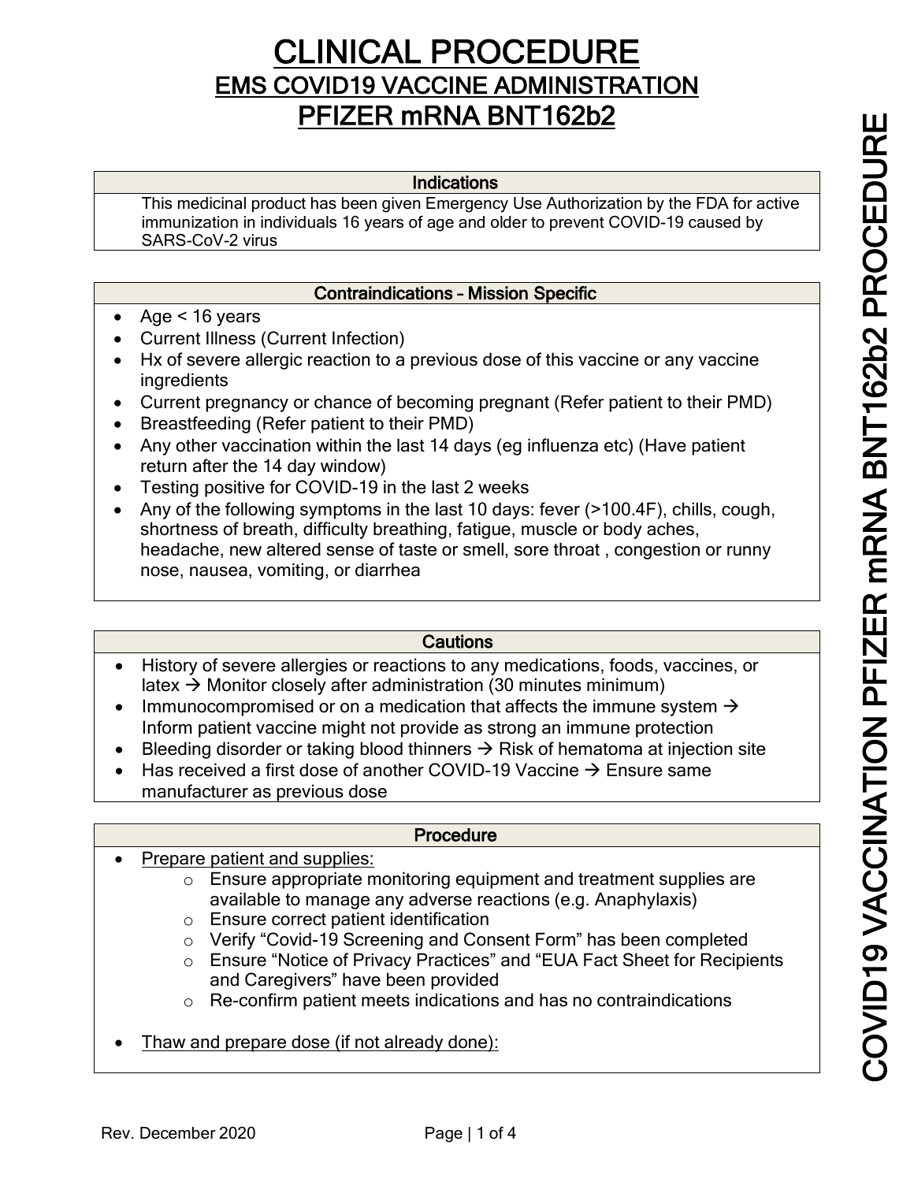# CLINICAL PROCEDURE
## EMS COVID19 VACCINE ADMINISTRATION
## PFIZER mRNA BNT162b2

### Indications

This medicinal product has been given Emergency Use Authorization by the FDA for active immunization in individuals 16 years of age and older to prevent COVID-19 caused by SARS-CoV-2 virus

### Contraindications – Mission Specific

- Age < 16 years
- Current Illness (Current Infection)
- Hx of severe allergic reaction to a previous dose of this vaccine or any vaccine ingredients
- Current pregnancy or chance of becoming pregnant (Refer patient to their PMD)
- Breastfeeding (Refer patient to their PMD)
- Any other vaccination within the last 14 days (eg influenza etc) (Have patient return after the 14 day window)
- Testing positive for COVID-19 in the last 2 weeks
- Any of the following symptoms in the last 10 days: fever (>100.4F), chills, cough, shortness of breath, difficulty breathing, fatigue, muscle or body aches, headache, new altered sense of taste or smell, sore throat , congestion or runny nose, nausea, vomiting, or diarrhea

### Cautions

- History of severe allergies or reactions to any medications, foods, vaccines, or latex → Monitor closely after administration (30 minutes minimum)
- Immunocompromised or on a medication that affects the immune system → Inform patient vaccine might not provide as strong an immune protection
- Bleeding disorder or taking blood thinners → Risk of hematoma at injection site
- Has received a first dose of another COVID-19 Vaccine → Ensure same manufacturer as previous dose

### Procedure

- Prepare patient and supplies:
  - Ensure appropriate monitoring equipment and treatment supplies are available to manage any adverse reactions (e.g. Anaphylaxis)
  - Ensure correct patient identification
  - Verify "Covid-19 Screening and Consent Form" has been completed
  - Ensure "Notice of Privacy Practices" and "EUA Fact Sheet for Recipients and Caregivers" have been provided
  - Re-confirm patient meets indications and has no contraindications
- Thaw and prepare dose (if not already done):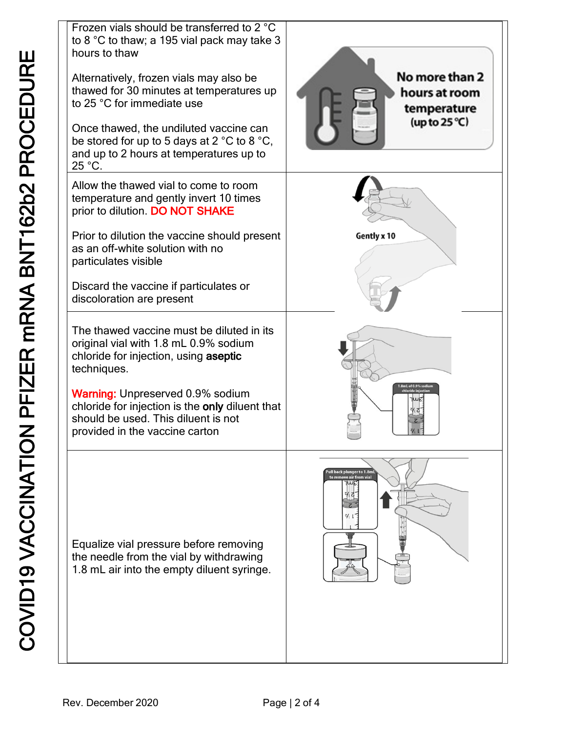| | |
|---|---|
| Frozen vials should be transferred to 2 °C to 8 °C to thaw; a 195 vial pack may take 3 hours to thaw<br><br>Alternatively, frozen vials may also be thawed for 30 minutes at temperatures up to 25 °C for immediate use<br><br>Once thawed, the undiluted vaccine can be stored for up to 5 days at 2 °C to 8 °C, and up to 2 hours at temperatures up to 25 °C. | No more than 2 hours at room temperature (up to 25 °C) |
| Allow the thawed vial to come to room temperature and gently invert 10 times prior to dilution. DO NOT SHAKE<br><br>Prior to dilution the vaccine should present as an off-white solution with no particulates visible<br><br>Discard the vaccine if particulates or discoloration are present | Gently x 10 |
| The thawed vaccine must be diluted in its original vial with 1.8 mL 0.9% sodium chloride for injection, using **aseptic** techniques.<br><br>Warning: Unpreserved 0.9% sodium chloride for injection is the **only** diluent that should be used. This diluent is not provided in the vaccine carton | 1.8mL of 0.9% sodium chloride injection |
| Equalize vial pressure before removing the needle from the vial by withdrawing 1.8 mL air into the empty diluent syringe. | Pull back plunger to 1.8mL to remove air from vial |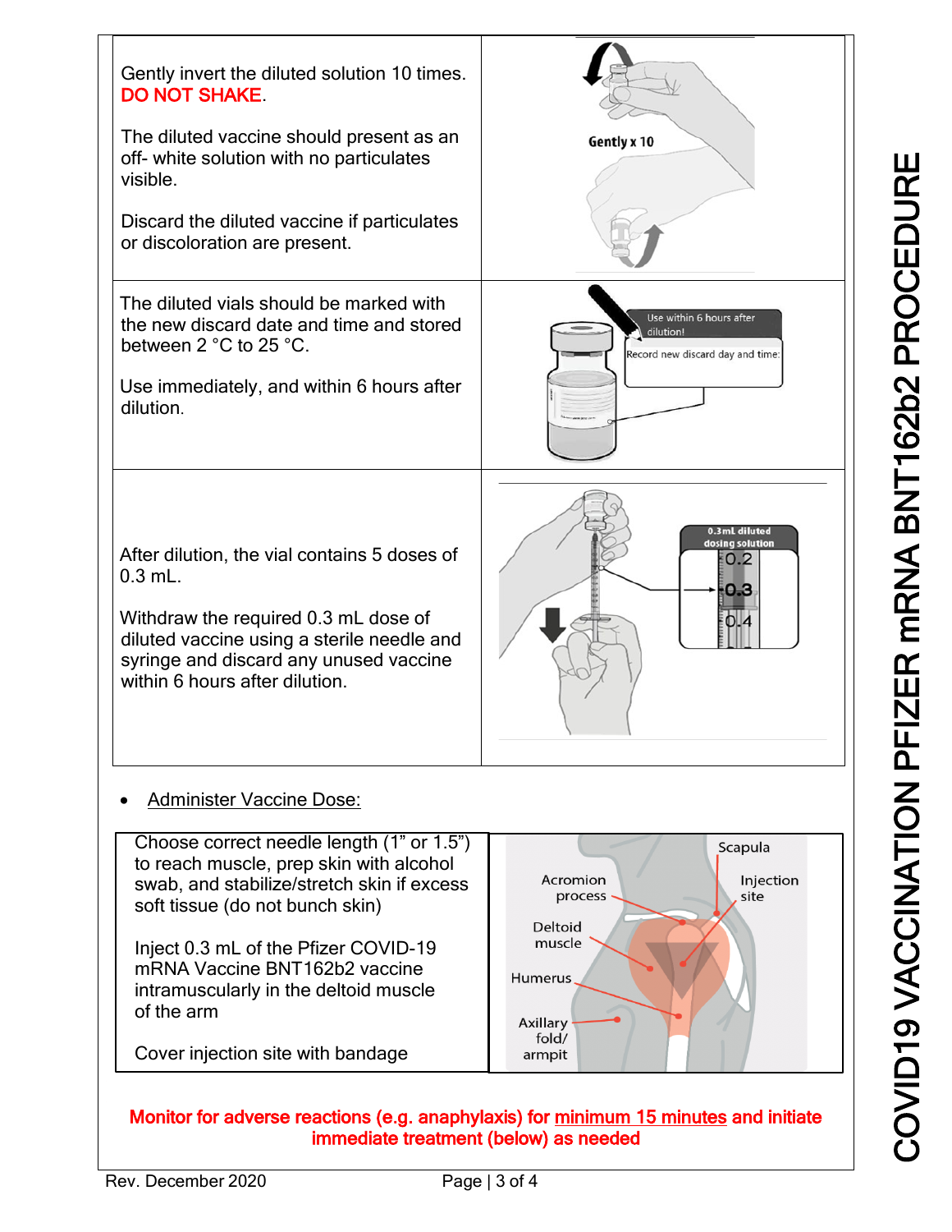Gently invert the diluted solution 10 times. **DO NOT SHAKE**.

The diluted vaccine should present as an off- white solution with no particulates visible.

Discard the diluted vaccine if particulates or discoloration are present.

The diluted vials should be marked with the new discard date and time and stored between 2 °C to 25 °C.

Use immediately, and within 6 hours after dilution.

After dilution, the vial contains 5 doses of 0.3 mL.

Withdraw the required 0.3 mL dose of diluted vaccine using a sterile needle and syringe and discard any unused vaccine within 6 hours after dilution.

- Administer Vaccine Dose:

Choose correct needle length (1" or 1.5") to reach muscle, prep skin with alcohol swab, and stabilize/stretch skin if excess soft tissue (do not bunch skin)

Inject 0.3 mL of the Pfizer COVID-19 mRNA Vaccine BNT162b2 vaccine intramuscularly in the deltoid muscle of the arm

Cover injection site with bandage

**Monitor for adverse reactions (e.g. anaphylaxis) for minimum 15 minutes and initiate immediate treatment (below) as needed**

Rev. December 2020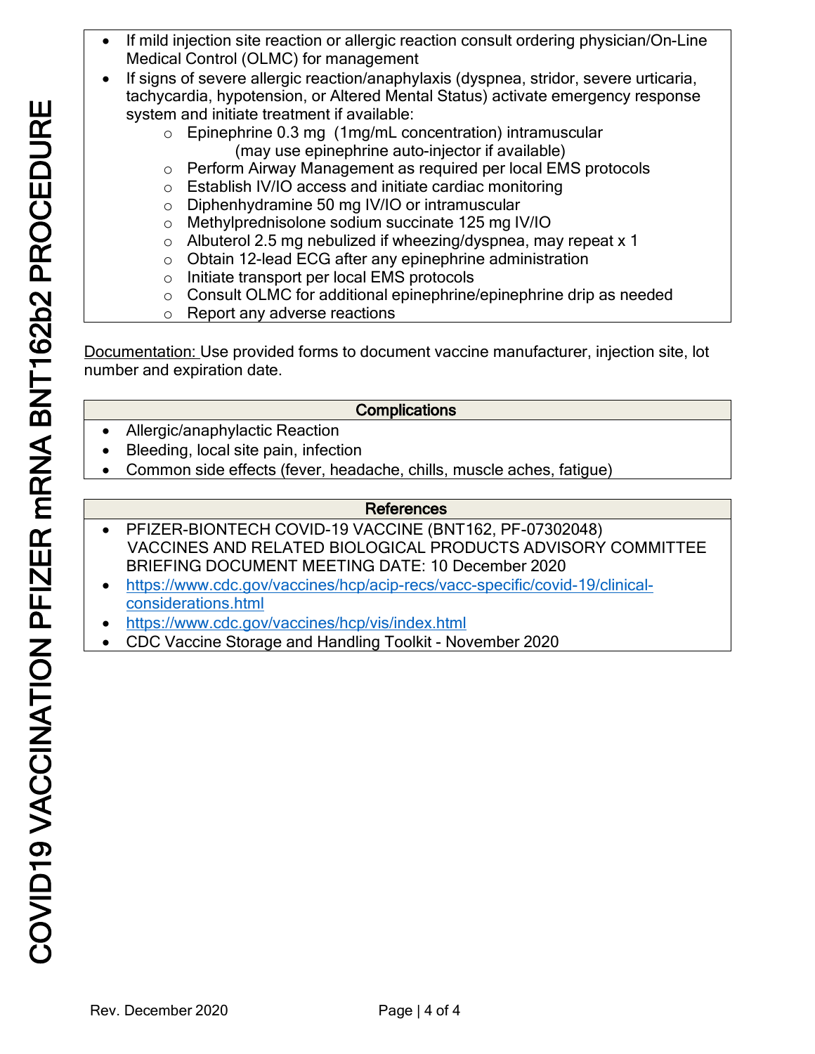- If mild injection site reaction or allergic reaction consult ordering physician/On-Line Medical Control (OLMC) for management
- If signs of severe allergic reaction/anaphylaxis (dyspnea, stridor, severe urticaria, tachycardia, hypotension, or Altered Mental Status) activate emergency response system and initiate treatment if available:
  - Epinephrine 0.3 mg (1mg/mL concentration) intramuscular (may use epinephrine auto-injector if available)
  - Perform Airway Management as required per local EMS protocols
  - Establish IV/IO access and initiate cardiac monitoring
  - Diphenhydramine 50 mg IV/IO or intramuscular
  - Methylprednisolone sodium succinate 125 mg IV/IO
  - Albuterol 2.5 mg nebulized if wheezing/dyspnea, may repeat x 1
  - Obtain 12-lead ECG after any epinephrine administration
  - Initiate transport per local EMS protocols
  - Consult OLMC for additional epinephrine/epinephrine drip as needed
  - Report any adverse reactions

Documentation: Use provided forms to document vaccine manufacturer, injection site, lot number and expiration date.

**Complications**

- Allergic/anaphylactic Reaction
- Bleeding, local site pain, infection
- Common side effects (fever, headache, chills, muscle aches, fatigue)

**References**

- PFIZER-BIONTECH COVID-19 VACCINE (BNT162, PF-07302048) VACCINES AND RELATED BIOLOGICAL PRODUCTS ADVISORY COMMITTEE BRIEFING DOCUMENT MEETING DATE: 10 December 2020
- https://www.cdc.gov/vaccines/hcp/acip-recs/vacc-specific/covid-19/clinical-considerations.html
- https://www.cdc.gov/vaccines/hcp/vis/index.html
- CDC Vaccine Storage and Handling Toolkit - November 2020